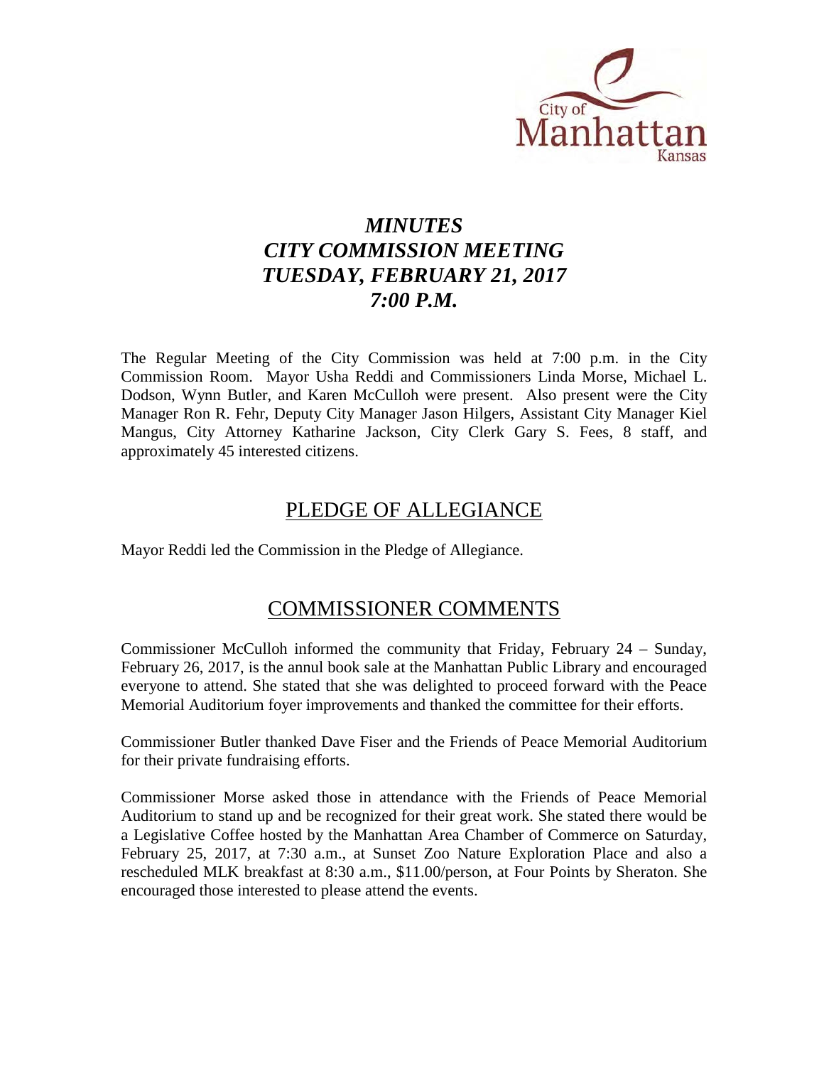# *MINUTES*
# *CITY COMMISSION MEETING*
# *TUESDAY, FEBRUARY 21, 2017*
# *7:00 P.M.*

The Regular Meeting of the City Commission was held at 7:00 p.m. in the City Commission Room. Mayor Usha Reddi and Commissioners Linda Morse, Michael L. Dodson, Wynn Butler, and Karen McCulloh were present. Also present were the City Manager Ron R. Fehr, Deputy City Manager Jason Hilgers, Assistant City Manager Kiel Mangus, City Attorney Katharine Jackson, City Clerk Gary S. Fees, 8 staff, and approximately 45 interested citizens.

## PLEDGE OF ALLEGIANCE

Mayor Reddi led the Commission in the Pledge of Allegiance.

## COMMISSIONER COMMENTS

Commissioner McCulloh informed the community that Friday, February 24 – Sunday, February 26, 2017, is the annul book sale at the Manhattan Public Library and encouraged everyone to attend. She stated that she was delighted to proceed forward with the Peace Memorial Auditorium foyer improvements and thanked the committee for their efforts.

Commissioner Butler thanked Dave Fiser and the Friends of Peace Memorial Auditorium for their private fundraising efforts.

Commissioner Morse asked those in attendance with the Friends of Peace Memorial Auditorium to stand up and be recognized for their great work. She stated there would be a Legislative Coffee hosted by the Manhattan Area Chamber of Commerce on Saturday, February 25, 2017, at 7:30 a.m., at Sunset Zoo Nature Exploration Place and also a rescheduled MLK breakfast at 8:30 a.m., $11.00/person, at Four Points by Sheraton. She encouraged those interested to please attend the events.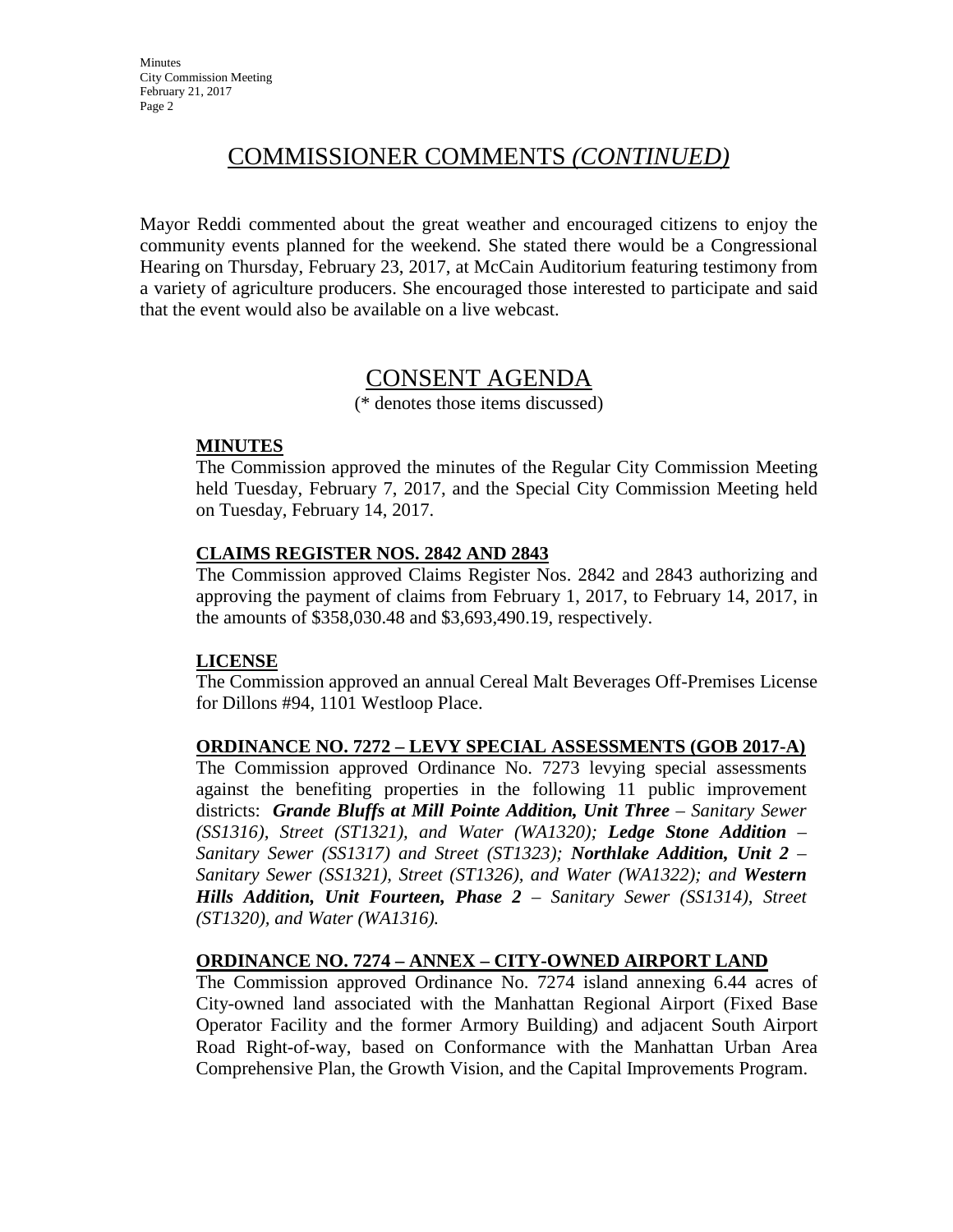# COMMISSIONER COMMENTS *(CONTINUED)*

Mayor Reddi commented about the great weather and encouraged citizens to enjoy the community events planned for the weekend. She stated there would be a Congressional Hearing on Thursday, February 23, 2017, at McCain Auditorium featuring testimony from a variety of agriculture producers. She encouraged those interested to participate and said that the event would also be available on a live webcast.

# CONSENT AGENDA

(* denotes those items discussed)

**MINUTES**

The Commission approved the minutes of the Regular City Commission Meeting held Tuesday, February 7, 2017, and the Special City Commission Meeting held on Tuesday, February 14, 2017.

**CLAIMS REGISTER NOS. 2842 AND 2843**

The Commission approved Claims Register Nos. 2842 and 2843 authorizing and approving the payment of claims from February 1, 2017, to February 14, 2017, in the amounts of $358,030.48 and $3,693,490.19, respectively.

**LICENSE**

The Commission approved an annual Cereal Malt Beverages Off-Premises License for Dillons #94, 1101 Westloop Place.

**ORDINANCE NO. 7272 – LEVY SPECIAL ASSESSMENTS (GOB 2017-A)**

The Commission approved Ordinance No. 7273 levying special assessments against the benefiting properties in the following 11 public improvement districts: ***Grande Bluffs at Mill Pointe Addition, Unit Three*** *– Sanitary Sewer (SS1316), Street (ST1321), and Water (WA1320);* ***Ledge Stone Addition*** *– Sanitary Sewer (SS1317) and Street (ST1323);* ***Northlake Addition, Unit 2*** *– Sanitary Sewer (SS1321), Street (ST1326), and Water (WA1322); and* ***Western Hills Addition, Unit Fourteen, Phase 2*** *– Sanitary Sewer (SS1314), Street (ST1320), and Water (WA1316).*

**ORDINANCE NO. 7274 – ANNEX – CITY-OWNED AIRPORT LAND**

The Commission approved Ordinance No. 7274 island annexing 6.44 acres of City-owned land associated with the Manhattan Regional Airport (Fixed Base Operator Facility and the former Armory Building) and adjacent South Airport Road Right-of-way, based on Conformance with the Manhattan Urban Area Comprehensive Plan, the Growth Vision, and the Capital Improvements Program.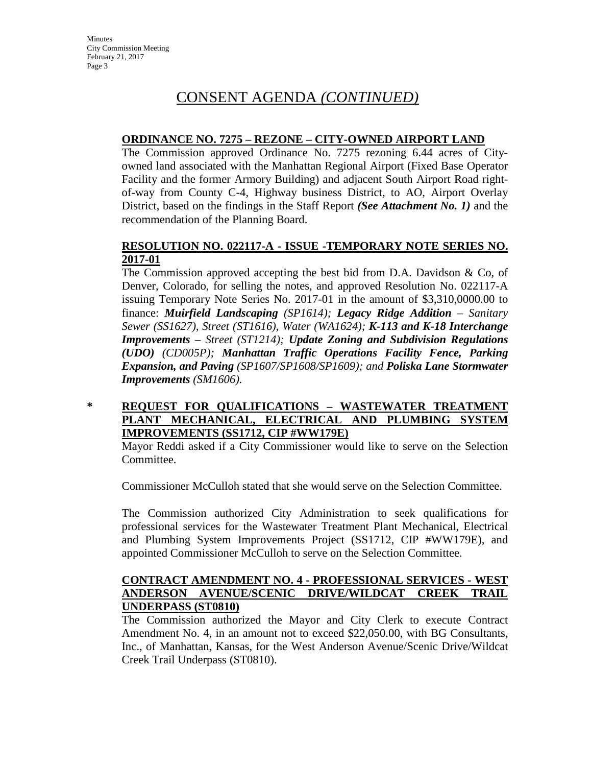# CONSENT AGENDA *(CONTINUED)*

**ORDINANCE NO. 7275 – REZONE – CITY-OWNED AIRPORT LAND**

The Commission approved Ordinance No. 7275 rezoning 6.44 acres of City-owned land associated with the Manhattan Regional Airport (Fixed Base Operator Facility and the former Armory Building) and adjacent South Airport Road right-of-way from County C-4, Highway business District, to AO, Airport Overlay District, based on the findings in the Staff Report ***(See Attachment No. 1)*** and the recommendation of the Planning Board.

**RESOLUTION NO. 022117-A - ISSUE -TEMPORARY NOTE SERIES NO. 2017-01**

The Commission approved accepting the best bid from D.A. Davidson & Co, of Denver, Colorado, for selling the notes, and approved Resolution No. 022117-A issuing Temporary Note Series No. 2017-01 in the amount of $3,310,0000.00 to finance: ***Muirfield Landscaping*** *(SP1614);* ***Legacy Ridge Addition*** *– Sanitary Sewer (SS1627), Street (ST1616), Water (WA1624);* ***K-113 and K-18 Interchange Improvements*** *– Street (ST1214);* ***Update Zoning and Subdivision Regulations (UDO)*** *(CD005P);* ***Manhattan Traffic Operations Facility Fence, Parking Expansion, and Paving*** *(SP1607/SP1608/SP1609); and* ***Poliska Lane Stormwater Improvements*** *(SM1606).*

\* **REQUEST FOR QUALIFICATIONS – WASTEWATER TREATMENT PLANT MECHANICAL, ELECTRICAL AND PLUMBING SYSTEM IMPROVEMENTS (SS1712, CIP #WW179E)**

Mayor Reddi asked if a City Commissioner would like to serve on the Selection Committee.

Commissioner McCulloh stated that she would serve on the Selection Committee.

The Commission authorized City Administration to seek qualifications for professional services for the Wastewater Treatment Plant Mechanical, Electrical and Plumbing System Improvements Project (SS1712, CIP #WW179E), and appointed Commissioner McCulloh to serve on the Selection Committee.

**CONTRACT AMENDMENT NO. 4 - PROFESSIONAL SERVICES - WEST ANDERSON AVENUE/SCENIC DRIVE/WILDCAT CREEK TRAIL UNDERPASS (ST0810)**

The Commission authorized the Mayor and City Clerk to execute Contract Amendment No. 4, in an amount not to exceed $22,050.00, with BG Consultants, Inc., of Manhattan, Kansas, for the West Anderson Avenue/Scenic Drive/Wildcat Creek Trail Underpass (ST0810).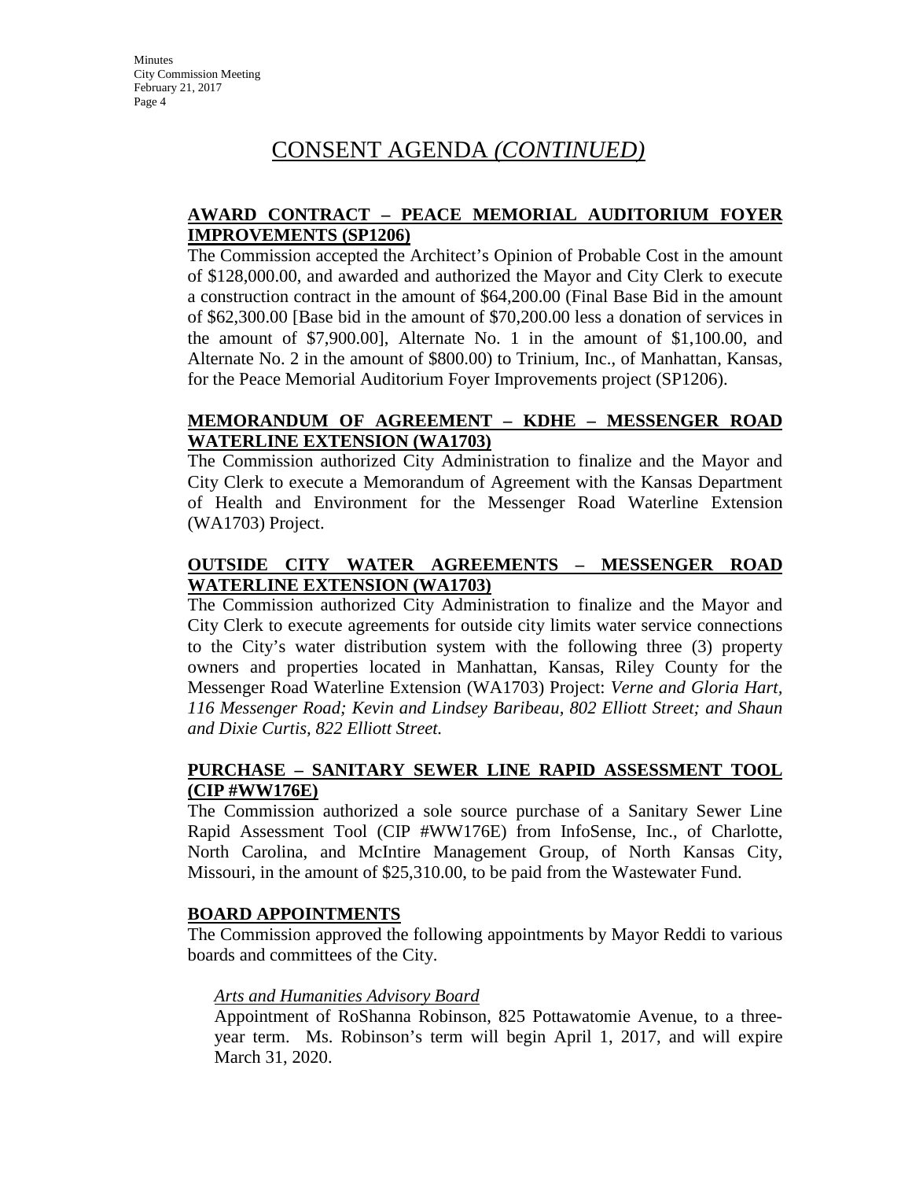# CONSENT AGENDA *(CONTINUED)*

**AWARD CONTRACT – PEACE MEMORIAL AUDITORIUM FOYER IMPROVEMENTS (SP1206)**

The Commission accepted the Architect's Opinion of Probable Cost in the amount of $128,000.00, and awarded and authorized the Mayor and City Clerk to execute a construction contract in the amount of $64,200.00 (Final Base Bid in the amount of $62,300.00 [Base bid in the amount of $70,200.00 less a donation of services in the amount of $7,900.00], Alternate No. 1 in the amount of $1,100.00, and Alternate No. 2 in the amount of $800.00) to Trinium, Inc., of Manhattan, Kansas, for the Peace Memorial Auditorium Foyer Improvements project (SP1206).

**MEMORANDUM OF AGREEMENT – KDHE – MESSENGER ROAD WATERLINE EXTENSION (WA1703)**

The Commission authorized City Administration to finalize and the Mayor and City Clerk to execute a Memorandum of Agreement with the Kansas Department of Health and Environment for the Messenger Road Waterline Extension (WA1703) Project.

**OUTSIDE CITY WATER AGREEMENTS – MESSENGER ROAD WATERLINE EXTENSION (WA1703)**

The Commission authorized City Administration to finalize and the Mayor and City Clerk to execute agreements for outside city limits water service connections to the City's water distribution system with the following three (3) property owners and properties located in Manhattan, Kansas, Riley County for the Messenger Road Waterline Extension (WA1703) Project: *Verne and Gloria Hart, 116 Messenger Road; Kevin and Lindsey Baribeau, 802 Elliott Street; and Shaun and Dixie Curtis, 822 Elliott Street.*

**PURCHASE – SANITARY SEWER LINE RAPID ASSESSMENT TOOL (CIP #WW176E)**

The Commission authorized a sole source purchase of a Sanitary Sewer Line Rapid Assessment Tool (CIP #WW176E) from InfoSense, Inc., of Charlotte, North Carolina, and McIntire Management Group, of North Kansas City, Missouri, in the amount of $25,310.00, to be paid from the Wastewater Fund.

**BOARD APPOINTMENTS**

The Commission approved the following appointments by Mayor Reddi to various boards and committees of the City.

*Arts and Humanities Advisory Board*

Appointment of RoShanna Robinson, 825 Pottawatomie Avenue, to a three-year term. Ms. Robinson's term will begin April 1, 2017, and will expire March 31, 2020.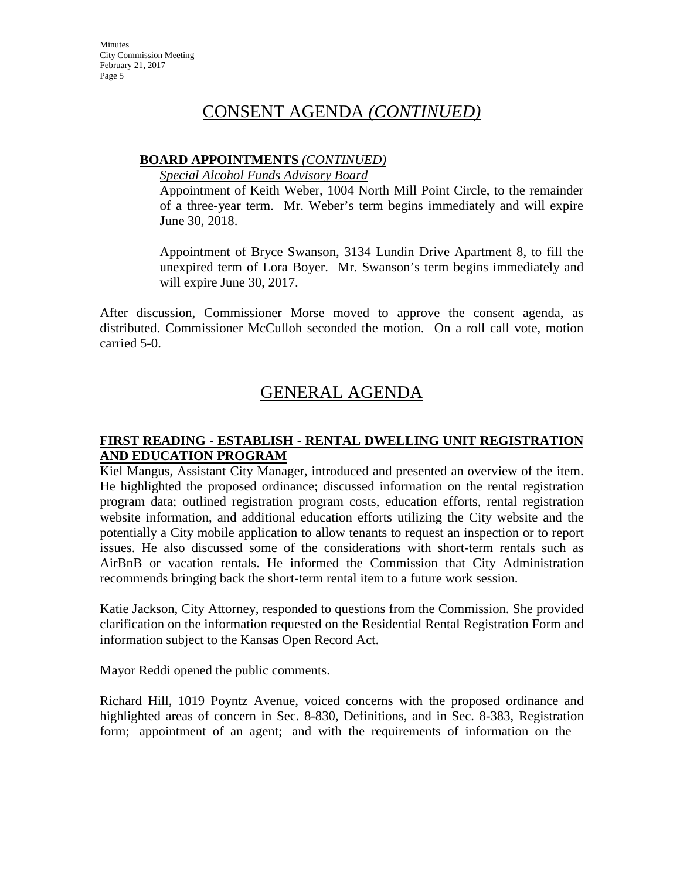# CONSENT AGENDA *(CONTINUED)*

**BOARD APPOINTMENTS** *(CONTINUED)*

*Special Alcohol Funds Advisory Board*

Appointment of Keith Weber, 1004 North Mill Point Circle, to the remainder of a three-year term. Mr. Weber's term begins immediately and will expire June 30, 2018.

Appointment of Bryce Swanson, 3134 Lundin Drive Apartment 8, to fill the unexpired term of Lora Boyer. Mr. Swanson's term begins immediately and will expire June 30, 2017.

After discussion, Commissioner Morse moved to approve the consent agenda, as distributed. Commissioner McCulloh seconded the motion. On a roll call vote, motion carried 5-0.

# GENERAL AGENDA

**FIRST READING - ESTABLISH - RENTAL DWELLING UNIT REGISTRATION AND EDUCATION PROGRAM**

Kiel Mangus, Assistant City Manager, introduced and presented an overview of the item. He highlighted the proposed ordinance; discussed information on the rental registration program data; outlined registration program costs, education efforts, rental registration website information, and additional education efforts utilizing the City website and the potentially a City mobile application to allow tenants to request an inspection or to report issues. He also discussed some of the considerations with short-term rentals such as AirBnB or vacation rentals. He informed the Commission that City Administration recommends bringing back the short-term rental item to a future work session.

Katie Jackson, City Attorney, responded to questions from the Commission. She provided clarification on the information requested on the Residential Rental Registration Form and information subject to the Kansas Open Record Act.

Mayor Reddi opened the public comments.

Richard Hill, 1019 Poyntz Avenue, voiced concerns with the proposed ordinance and highlighted areas of concern in Sec. 8-830, Definitions, and in Sec. 8-383, Registration form; appointment of an agent; and with the requirements of information on the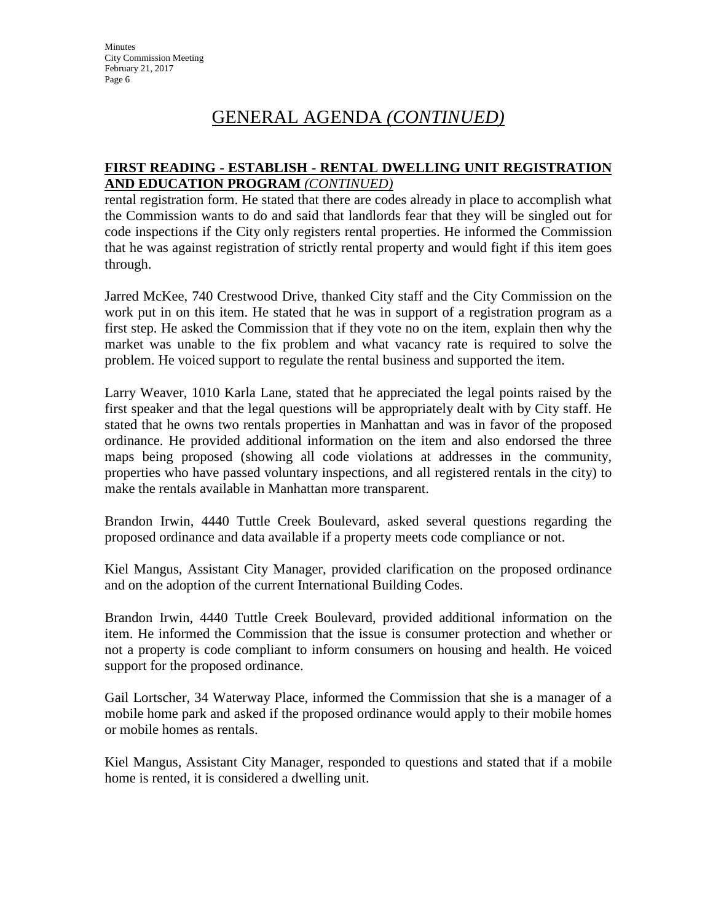# GENERAL AGENDA *(CONTINUED)*

**FIRST READING - ESTABLISH - RENTAL DWELLING UNIT REGISTRATION AND EDUCATION PROGRAM** ***(CONTINUED)***

rental registration form. He stated that there are codes already in place to accomplish what the Commission wants to do and said that landlords fear that they will be singled out for code inspections if the City only registers rental properties. He informed the Commission that he was against registration of strictly rental property and would fight if this item goes through.

Jarred McKee, 740 Crestwood Drive, thanked City staff and the City Commission on the work put in on this item. He stated that he was in support of a registration program as a first step. He asked the Commission that if they vote no on the item, explain then why the market was unable to the fix problem and what vacancy rate is required to solve the problem. He voiced support to regulate the rental business and supported the item.

Larry Weaver, 1010 Karla Lane, stated that he appreciated the legal points raised by the first speaker and that the legal questions will be appropriately dealt with by City staff. He stated that he owns two rentals properties in Manhattan and was in favor of the proposed ordinance. He provided additional information on the item and also endorsed the three maps being proposed (showing all code violations at addresses in the community, properties who have passed voluntary inspections, and all registered rentals in the city) to make the rentals available in Manhattan more transparent.

Brandon Irwin, 4440 Tuttle Creek Boulevard, asked several questions regarding the proposed ordinance and data available if a property meets code compliance or not.

Kiel Mangus, Assistant City Manager, provided clarification on the proposed ordinance and on the adoption of the current International Building Codes.

Brandon Irwin, 4440 Tuttle Creek Boulevard, provided additional information on the item. He informed the Commission that the issue is consumer protection and whether or not a property is code compliant to inform consumers on housing and health. He voiced support for the proposed ordinance.

Gail Lortscher, 34 Waterway Place, informed the Commission that she is a manager of a mobile home park and asked if the proposed ordinance would apply to their mobile homes or mobile homes as rentals.

Kiel Mangus, Assistant City Manager, responded to questions and stated that if a mobile home is rented, it is considered a dwelling unit.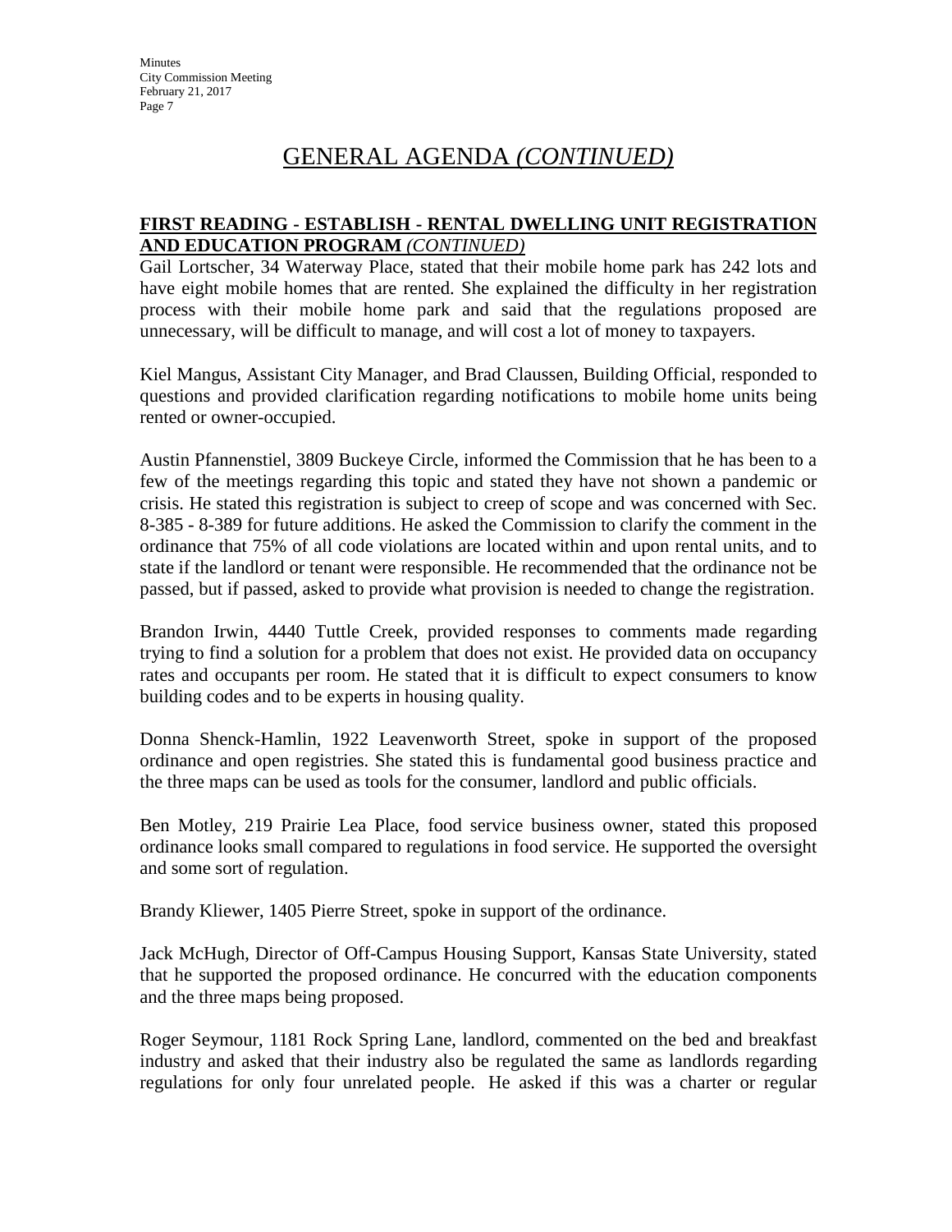# GENERAL AGENDA *(CONTINUED)*

**FIRST READING - ESTABLISH - RENTAL DWELLING UNIT REGISTRATION AND EDUCATION PROGRAM** *(CONTINUED)*

Gail Lortscher, 34 Waterway Place, stated that their mobile home park has 242 lots and have eight mobile homes that are rented. She explained the difficulty in her registration process with their mobile home park and said that the regulations proposed are unnecessary, will be difficult to manage, and will cost a lot of money to taxpayers.

Kiel Mangus, Assistant City Manager, and Brad Claussen, Building Official, responded to questions and provided clarification regarding notifications to mobile home units being rented or owner-occupied.

Austin Pfannenstiel, 3809 Buckeye Circle, informed the Commission that he has been to a few of the meetings regarding this topic and stated they have not shown a pandemic or crisis. He stated this registration is subject to creep of scope and was concerned with Sec. 8-385 - 8-389 for future additions. He asked the Commission to clarify the comment in the ordinance that 75% of all code violations are located within and upon rental units, and to state if the landlord or tenant were responsible. He recommended that the ordinance not be passed, but if passed, asked to provide what provision is needed to change the registration.

Brandon Irwin, 4440 Tuttle Creek, provided responses to comments made regarding trying to find a solution for a problem that does not exist. He provided data on occupancy rates and occupants per room. He stated that it is difficult to expect consumers to know building codes and to be experts in housing quality.

Donna Shenck-Hamlin, 1922 Leavenworth Street, spoke in support of the proposed ordinance and open registries. She stated this is fundamental good business practice and the three maps can be used as tools for the consumer, landlord and public officials.

Ben Motley, 219 Prairie Lea Place, food service business owner, stated this proposed ordinance looks small compared to regulations in food service. He supported the oversight and some sort of regulation.

Brandy Kliewer, 1405 Pierre Street, spoke in support of the ordinance.

Jack McHugh, Director of Off-Campus Housing Support, Kansas State University, stated that he supported the proposed ordinance. He concurred with the education components and the three maps being proposed.

Roger Seymour, 1181 Rock Spring Lane, landlord, commented on the bed and breakfast industry and asked that their industry also be regulated the same as landlords regarding regulations for only four unrelated people. He asked if this was a charter or regular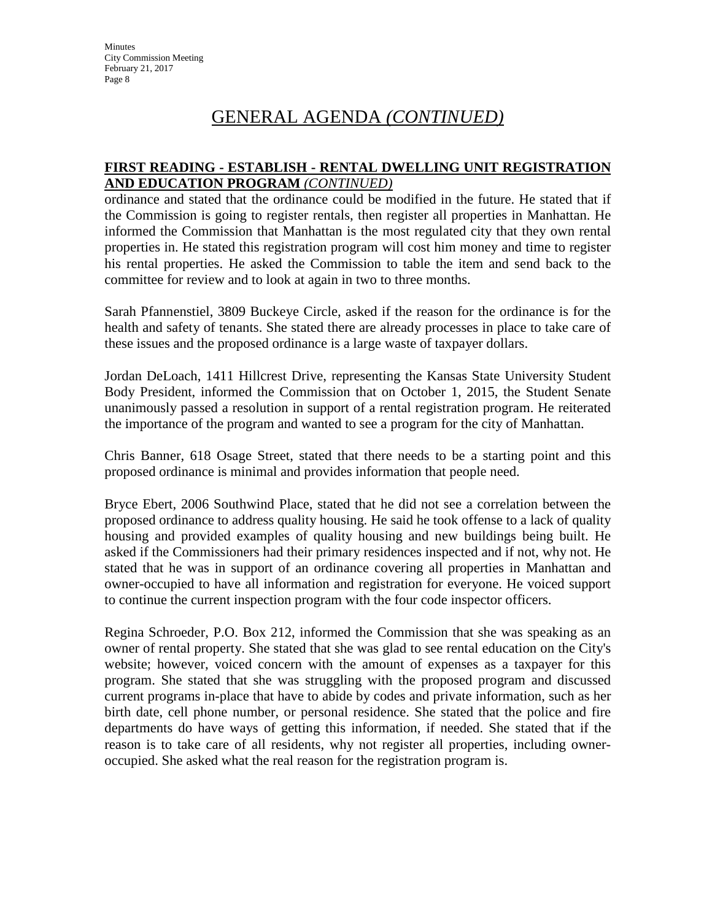# GENERAL AGENDA *(CONTINUED)*

**FIRST READING - ESTABLISH - RENTAL DWELLING UNIT REGISTRATION AND EDUCATION PROGRAM** *(CONTINUED)*

ordinance and stated that the ordinance could be modified in the future. He stated that if the Commission is going to register rentals, then register all properties in Manhattan. He informed the Commission that Manhattan is the most regulated city that they own rental properties in. He stated this registration program will cost him money and time to register his rental properties. He asked the Commission to table the item and send back to the committee for review and to look at again in two to three months.

Sarah Pfannenstiel, 3809 Buckeye Circle, asked if the reason for the ordinance is for the health and safety of tenants. She stated there are already processes in place to take care of these issues and the proposed ordinance is a large waste of taxpayer dollars.

Jordan DeLoach, 1411 Hillcrest Drive, representing the Kansas State University Student Body President, informed the Commission that on October 1, 2015, the Student Senate unanimously passed a resolution in support of a rental registration program. He reiterated the importance of the program and wanted to see a program for the city of Manhattan.

Chris Banner, 618 Osage Street, stated that there needs to be a starting point and this proposed ordinance is minimal and provides information that people need.

Bryce Ebert, 2006 Southwind Place, stated that he did not see a correlation between the proposed ordinance to address quality housing. He said he took offense to a lack of quality housing and provided examples of quality housing and new buildings being built. He asked if the Commissioners had their primary residences inspected and if not, why not. He stated that he was in support of an ordinance covering all properties in Manhattan and owner-occupied to have all information and registration for everyone. He voiced support to continue the current inspection program with the four code inspector officers.

Regina Schroeder, P.O. Box 212, informed the Commission that she was speaking as an owner of rental property. She stated that she was glad to see rental education on the City's website; however, voiced concern with the amount of expenses as a taxpayer for this program. She stated that she was struggling with the proposed program and discussed current programs in-place that have to abide by codes and private information, such as her birth date, cell phone number, or personal residence. She stated that the police and fire departments do have ways of getting this information, if needed. She stated that if the reason is to take care of all residents, why not register all properties, including owner-occupied. She asked what the real reason for the registration program is.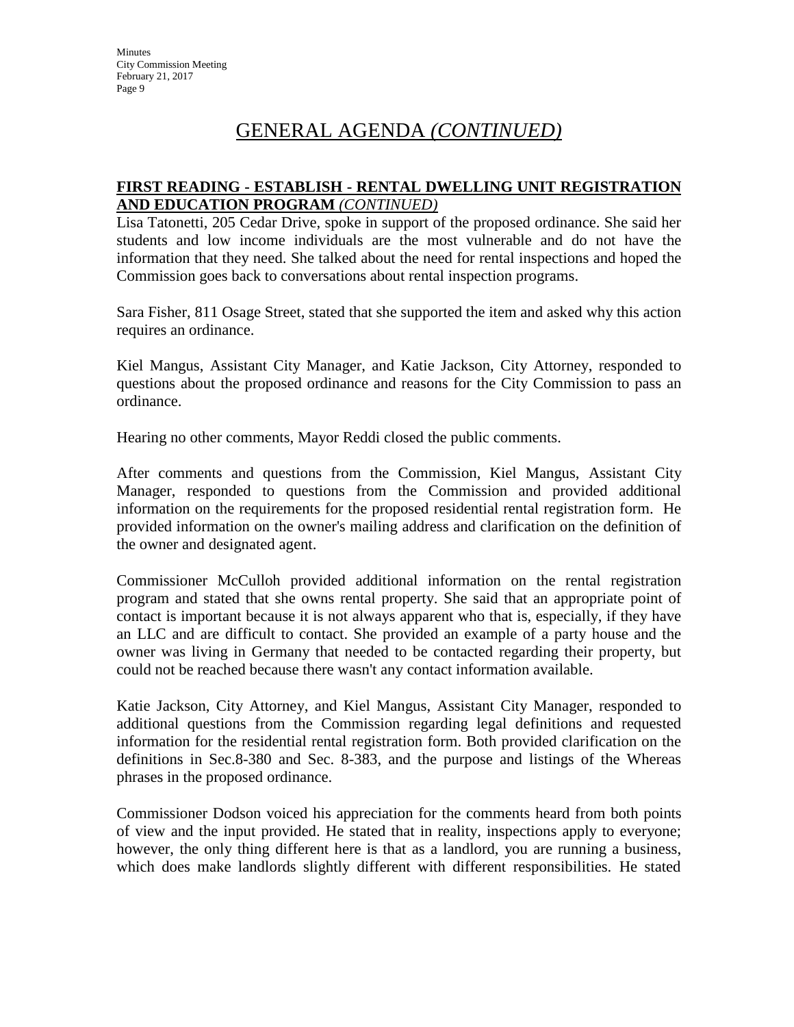# GENERAL AGENDA *(CONTINUED)*

**FIRST READING - ESTABLISH - RENTAL DWELLING UNIT REGISTRATION AND EDUCATION PROGRAM** ***(CONTINUED)***

Lisa Tatonetti, 205 Cedar Drive, spoke in support of the proposed ordinance. She said her students and low income individuals are the most vulnerable and do not have the information that they need. She talked about the need for rental inspections and hoped the Commission goes back to conversations about rental inspection programs.

Sara Fisher, 811 Osage Street, stated that she supported the item and asked why this action requires an ordinance.

Kiel Mangus, Assistant City Manager, and Katie Jackson, City Attorney, responded to questions about the proposed ordinance and reasons for the City Commission to pass an ordinance.

Hearing no other comments, Mayor Reddi closed the public comments.

After comments and questions from the Commission, Kiel Mangus, Assistant City Manager, responded to questions from the Commission and provided additional information on the requirements for the proposed residential rental registration form. He provided information on the owner's mailing address and clarification on the definition of the owner and designated agent.

Commissioner McCulloh provided additional information on the rental registration program and stated that she owns rental property. She said that an appropriate point of contact is important because it is not always apparent who that is, especially, if they have an LLC and are difficult to contact. She provided an example of a party house and the owner was living in Germany that needed to be contacted regarding their property, but could not be reached because there wasn't any contact information available.

Katie Jackson, City Attorney, and Kiel Mangus, Assistant City Manager, responded to additional questions from the Commission regarding legal definitions and requested information for the residential rental registration form. Both provided clarification on the definitions in Sec.8-380 and Sec. 8-383, and the purpose and listings of the Whereas phrases in the proposed ordinance.

Commissioner Dodson voiced his appreciation for the comments heard from both points of view and the input provided. He stated that in reality, inspections apply to everyone; however, the only thing different here is that as a landlord, you are running a business, which does make landlords slightly different with different responsibilities. He stated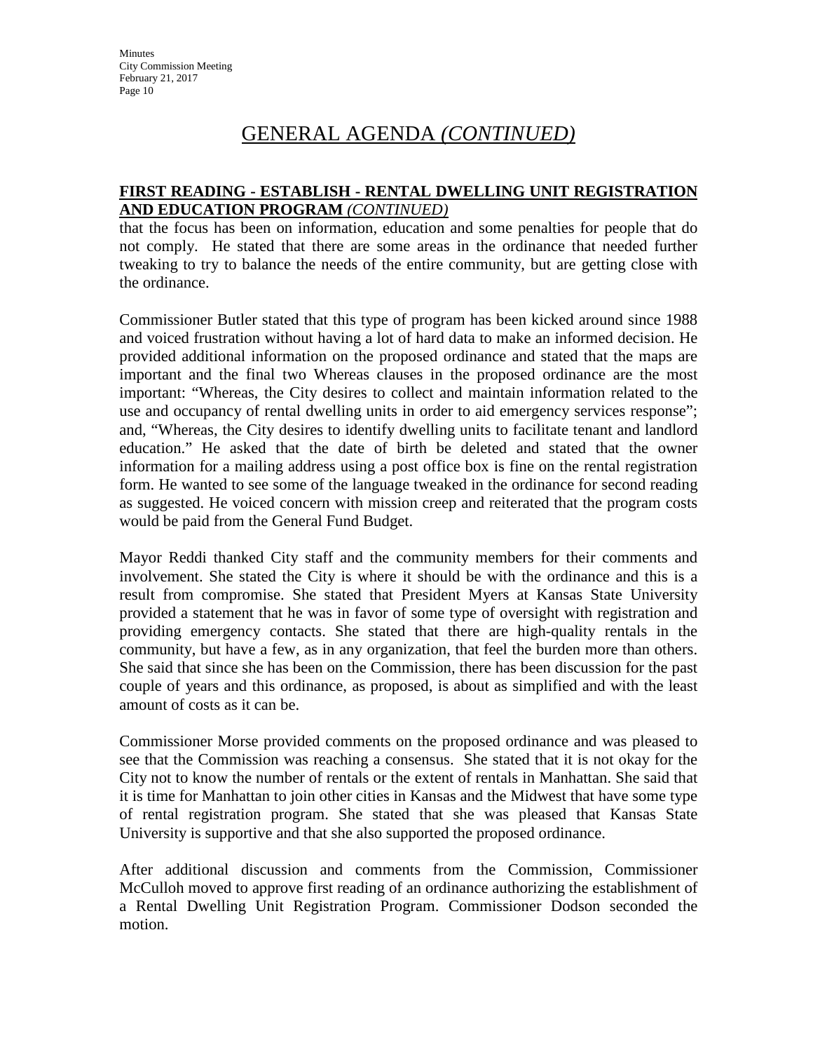# GENERAL AGENDA *(CONTINUED)*

**FIRST READING - ESTABLISH - RENTAL DWELLING UNIT REGISTRATION AND EDUCATION PROGRAM** ***(CONTINUED)***

that the focus has been on information, education and some penalties for people that do not comply. He stated that there are some areas in the ordinance that needed further tweaking to try to balance the needs of the entire community, but are getting close with the ordinance.

Commissioner Butler stated that this type of program has been kicked around since 1988 and voiced frustration without having a lot of hard data to make an informed decision. He provided additional information on the proposed ordinance and stated that the maps are important and the final two Whereas clauses in the proposed ordinance are the most important: "Whereas, the City desires to collect and maintain information related to the use and occupancy of rental dwelling units in order to aid emergency services response"; and, "Whereas, the City desires to identify dwelling units to facilitate tenant and landlord education." He asked that the date of birth be deleted and stated that the owner information for a mailing address using a post office box is fine on the rental registration form. He wanted to see some of the language tweaked in the ordinance for second reading as suggested. He voiced concern with mission creep and reiterated that the program costs would be paid from the General Fund Budget.

Mayor Reddi thanked City staff and the community members for their comments and involvement. She stated the City is where it should be with the ordinance and this is a result from compromise. She stated that President Myers at Kansas State University provided a statement that he was in favor of some type of oversight with registration and providing emergency contacts. She stated that there are high-quality rentals in the community, but have a few, as in any organization, that feel the burden more than others. She said that since she has been on the Commission, there has been discussion for the past couple of years and this ordinance, as proposed, is about as simplified and with the least amount of costs as it can be.

Commissioner Morse provided comments on the proposed ordinance and was pleased to see that the Commission was reaching a consensus. She stated that it is not okay for the City not to know the number of rentals or the extent of rentals in Manhattan. She said that it is time for Manhattan to join other cities in Kansas and the Midwest that have some type of rental registration program. She stated that she was pleased that Kansas State University is supportive and that she also supported the proposed ordinance.

After additional discussion and comments from the Commission, Commissioner McCulloh moved to approve first reading of an ordinance authorizing the establishment of a Rental Dwelling Unit Registration Program. Commissioner Dodson seconded the motion.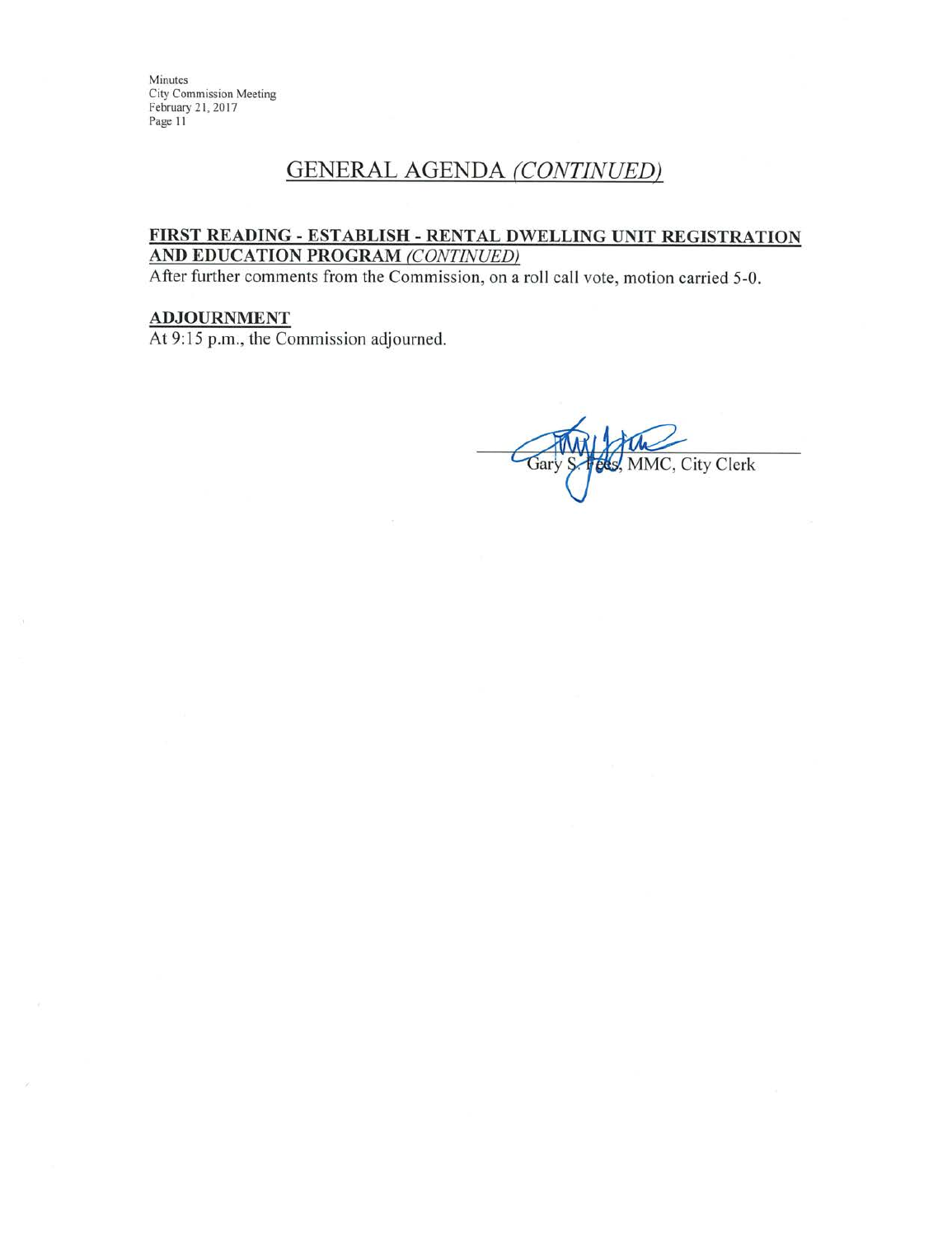## GENERAL AGENDA *(CONTINUED)*

**FIRST READING - ESTABLISH - RENTAL DWELLING UNIT REGISTRATION AND EDUCATION PROGRAM** ***(CONTINUED)***

After further comments from the Commission, on a roll call vote, motion carried 5-0.

**ADJOURNMENT**

At 9:15 p.m., the Commission adjourned.

Gary S. Fees, MMC, City Clerk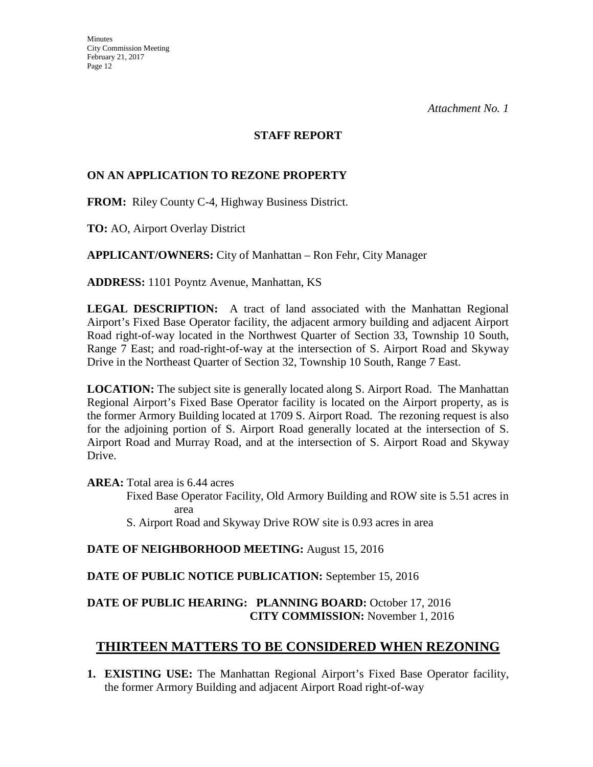*Attachment No. 1*

**STAFF REPORT**

**ON AN APPLICATION TO REZONE PROPERTY**

**FROM:** Riley County C-4, Highway Business District.

**TO:** AO, Airport Overlay District

**APPLICANT/OWNERS:** City of Manhattan – Ron Fehr, City Manager

**ADDRESS:** 1101 Poyntz Avenue, Manhattan, KS

**LEGAL DESCRIPTION:** A tract of land associated with the Manhattan Regional Airport's Fixed Base Operator facility, the adjacent armory building and adjacent Airport Road right-of-way located in the Northwest Quarter of Section 33, Township 10 South, Range 7 East; and road-right-of-way at the intersection of S. Airport Road and Skyway Drive in the Northeast Quarter of Section 32, Township 10 South, Range 7 East.

**LOCATION:** The subject site is generally located along S. Airport Road. The Manhattan Regional Airport's Fixed Base Operator facility is located on the Airport property, as is the former Armory Building located at 1709 S. Airport Road. The rezoning request is also for the adjoining portion of S. Airport Road generally located at the intersection of S. Airport Road and Murray Road, and at the intersection of S. Airport Road and Skyway Drive.

**AREA:** Total area is 6.44 acres

Fixed Base Operator Facility, Old Armory Building and ROW site is 5.51 acres in area

S. Airport Road and Skyway Drive ROW site is 0.93 acres in area

**DATE OF NEIGHBORHOOD MEETING:** August 15, 2016

**DATE OF PUBLIC NOTICE PUBLICATION:** September 15, 2016

**DATE OF PUBLIC HEARING: PLANNING BOARD:** October 17, 2016
**CITY COMMISSION:** November 1, 2016

## THIRTEEN MATTERS TO BE CONSIDERED WHEN REZONING

1. **EXISTING USE:** The Manhattan Regional Airport's Fixed Base Operator facility, the former Armory Building and adjacent Airport Road right-of-way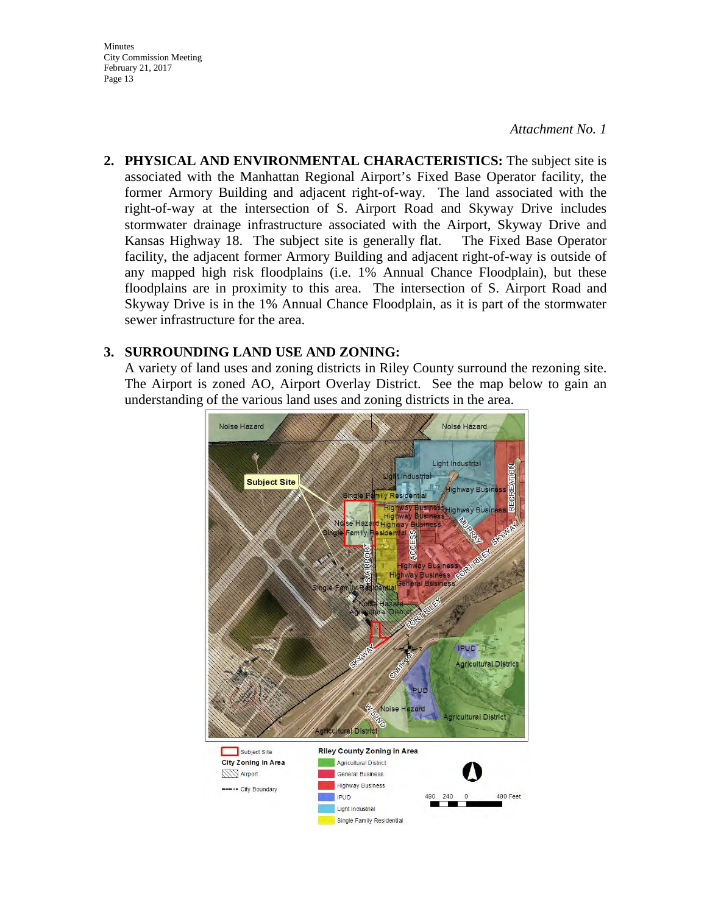*Attachment No. 1*

2. **PHYSICAL AND ENVIRONMENTAL CHARACTERISTICS:** The subject site is associated with the Manhattan Regional Airport's Fixed Base Operator facility, the former Armory Building and adjacent right-of-way. The land associated with the right-of-way at the intersection of S. Airport Road and Skyway Drive includes stormwater drainage infrastructure associated with the Airport, Skyway Drive and Kansas Highway 18. The subject site is generally flat. The Fixed Base Operator facility, the adjacent former Armory Building and adjacent right-of-way is outside of any mapped high risk floodplains (i.e. 1% Annual Chance Floodplain), but these floodplains are in proximity to this area. The intersection of S. Airport Road and Skyway Drive is in the 1% Annual Chance Floodplain, as it is part of the stormwater sewer infrastructure for the area.

3. **SURROUNDING LAND USE AND ZONING:**
   A variety of land uses and zoning districts in Riley County surround the rezoning site. The Airport is zoned AO, Airport Overlay District. See the map below to gain an understanding of the various land uses and zoning districts in the area.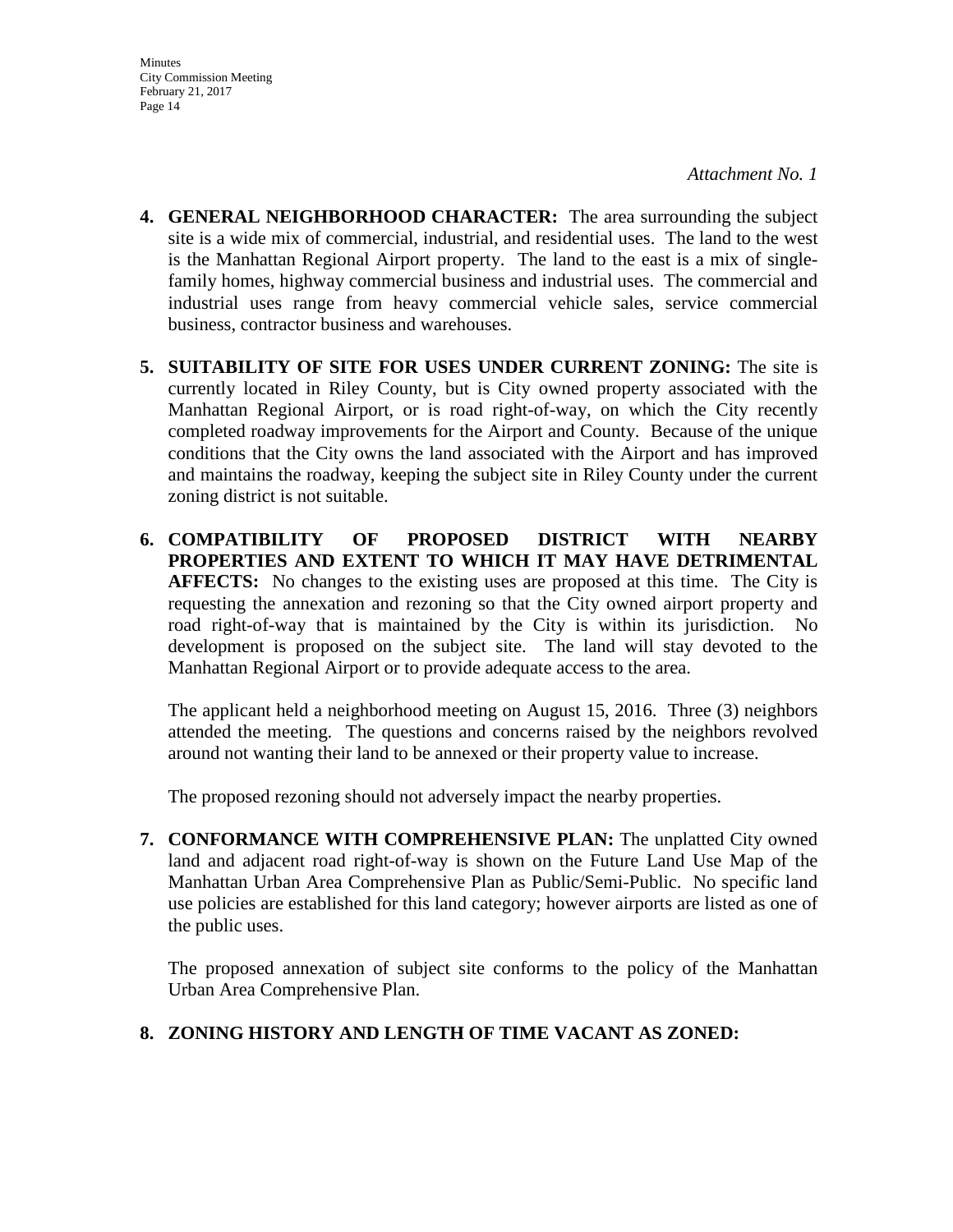*Attachment No. 1*

4. **GENERAL NEIGHBORHOOD CHARACTER:** The area surrounding the subject site is a wide mix of commercial, industrial, and residential uses. The land to the west is the Manhattan Regional Airport property. The land to the east is a mix of single-family homes, highway commercial business and industrial uses. The commercial and industrial uses range from heavy commercial vehicle sales, service commercial business, contractor business and warehouses.

5. **SUITABILITY OF SITE FOR USES UNDER CURRENT ZONING:** The site is currently located in Riley County, but is City owned property associated with the Manhattan Regional Airport, or is road right-of-way, on which the City recently completed roadway improvements for the Airport and County. Because of the unique conditions that the City owns the land associated with the Airport and has improved and maintains the roadway, keeping the subject site in Riley County under the current zoning district is not suitable.

6. **COMPATIBILITY OF PROPOSED DISTRICT WITH NEARBY PROPERTIES AND EXTENT TO WHICH IT MAY HAVE DETRIMENTAL AFFECTS:** No changes to the existing uses are proposed at this time. The City is requesting the annexation and rezoning so that the City owned airport property and road right-of-way that is maintained by the City is within its jurisdiction. No development is proposed on the subject site. The land will stay devoted to the Manhattan Regional Airport or to provide adequate access to the area.

   The applicant held a neighborhood meeting on August 15, 2016. Three (3) neighbors attended the meeting. The questions and concerns raised by the neighbors revolved around not wanting their land to be annexed or their property value to increase.

   The proposed rezoning should not adversely impact the nearby properties.

7. **CONFORMANCE WITH COMPREHENSIVE PLAN:** The unplatted City owned land and adjacent road right-of-way is shown on the Future Land Use Map of the Manhattan Urban Area Comprehensive Plan as Public/Semi-Public. No specific land use policies are established for this land category; however airports are listed as one of the public uses.

   The proposed annexation of subject site conforms to the policy of the Manhattan Urban Area Comprehensive Plan.

8. **ZONING HISTORY AND LENGTH OF TIME VACANT AS ZONED:**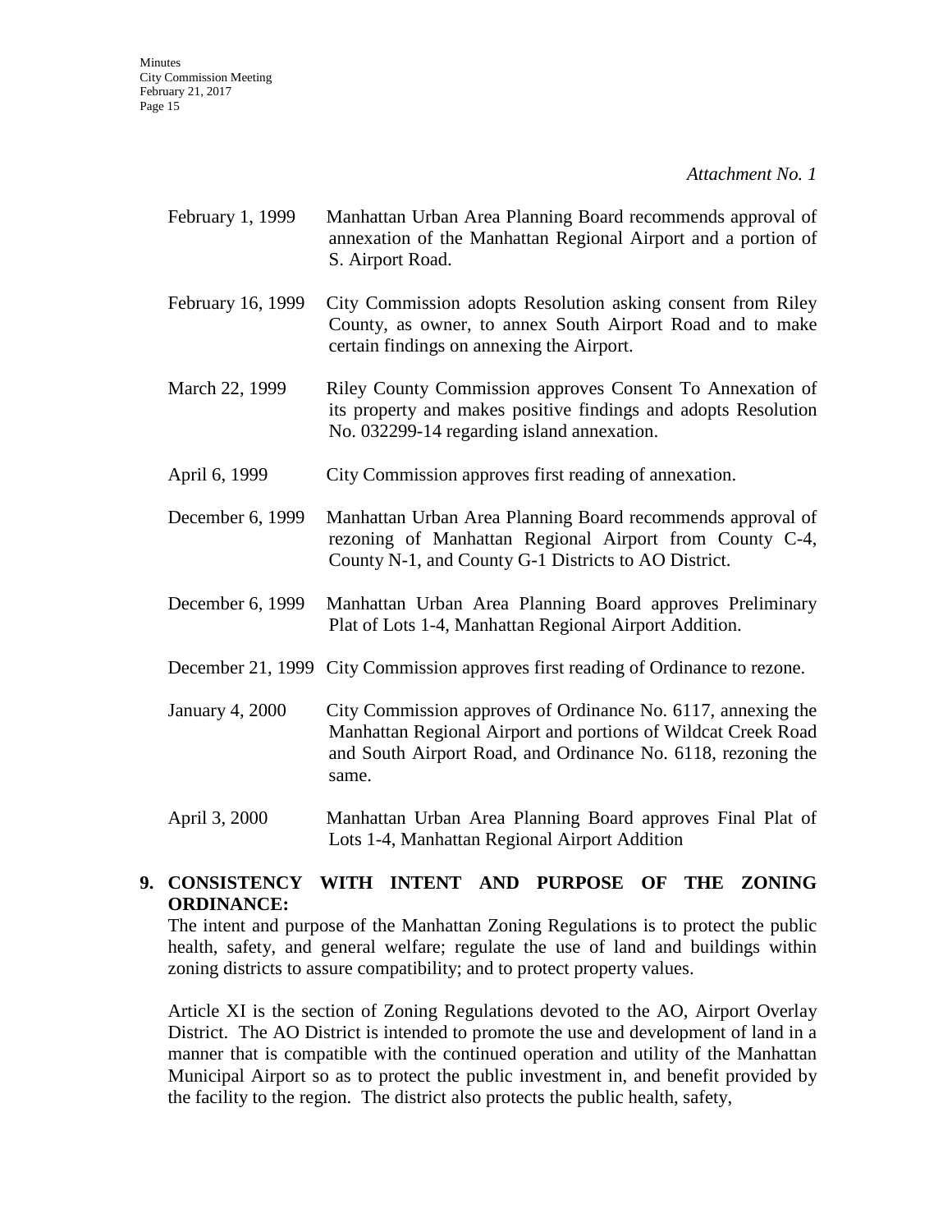*Attachment No. 1*

| | |
|---|---|
| February 1, 1999 | Manhattan Urban Area Planning Board recommends approval of annexation of the Manhattan Regional Airport and a portion of S. Airport Road. |
| February 16, 1999 | City Commission adopts Resolution asking consent from Riley County, as owner, to annex South Airport Road and to make certain findings on annexing the Airport. |
| March 22, 1999 | Riley County Commission approves Consent To Annexation of its property and makes positive findings and adopts Resolution No. 032299-14 regarding island annexation. |
| April 6, 1999 | City Commission approves first reading of annexation. |
| December 6, 1999 | Manhattan Urban Area Planning Board recommends approval of rezoning of Manhattan Regional Airport from County C-4, County N-1, and County G-1 Districts to AO District. |
| December 6, 1999 | Manhattan Urban Area Planning Board approves Preliminary Plat of Lots 1-4, Manhattan Regional Airport Addition. |
| December 21, 1999 | City Commission approves first reading of Ordinance to rezone. |
| January 4, 2000 | City Commission approves of Ordinance No. 6117, annexing the Manhattan Regional Airport and portions of Wildcat Creek Road and South Airport Road, and Ordinance No. 6118, rezoning the same. |
| April 3, 2000 | Manhattan Urban Area Planning Board approves Final Plat of Lots 1-4, Manhattan Regional Airport Addition |

**9. CONSISTENCY WITH INTENT AND PURPOSE OF THE ZONING ORDINANCE:**

The intent and purpose of the Manhattan Zoning Regulations is to protect the public health, safety, and general welfare; regulate the use of land and buildings within zoning districts to assure compatibility; and to protect property values.

Article XI is the section of Zoning Regulations devoted to the AO, Airport Overlay District. The AO District is intended to promote the use and development of land in a manner that is compatible with the continued operation and utility of the Manhattan Municipal Airport so as to protect the public investment in, and benefit provided by the facility to the region. The district also protects the public health, safety,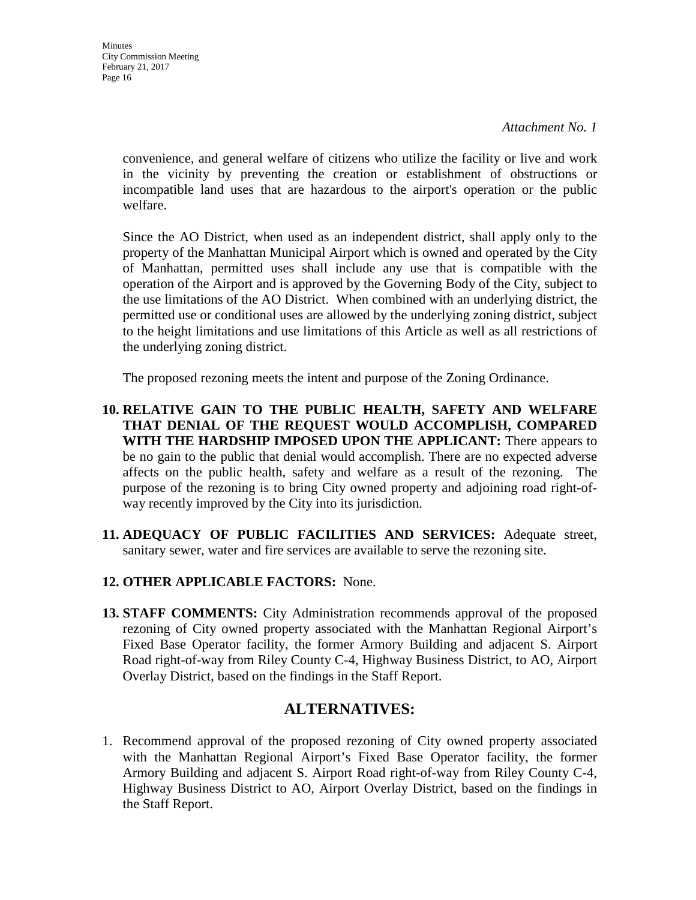*Attachment No. 1*

convenience, and general welfare of citizens who utilize the facility or live and work in the vicinity by preventing the creation or establishment of obstructions or incompatible land uses that are hazardous to the airport's operation or the public welfare.

Since the AO District, when used as an independent district, shall apply only to the property of the Manhattan Municipal Airport which is owned and operated by the City of Manhattan, permitted uses shall include any use that is compatible with the operation of the Airport and is approved by the Governing Body of the City, subject to the use limitations of the AO District. When combined with an underlying district, the permitted use or conditional uses are allowed by the underlying zoning district, subject to the height limitations and use limitations of this Article as well as all restrictions of the underlying zoning district.

The proposed rezoning meets the intent and purpose of the Zoning Ordinance.

10. **RELATIVE GAIN TO THE PUBLIC HEALTH, SAFETY AND WELFARE THAT DENIAL OF THE REQUEST WOULD ACCOMPLISH, COMPARED WITH THE HARDSHIP IMPOSED UPON THE APPLICANT:** There appears to be no gain to the public that denial would accomplish. There are no expected adverse affects on the public health, safety and welfare as a result of the rezoning. The purpose of the rezoning is to bring City owned property and adjoining road right-of-way recently improved by the City into its jurisdiction.

11. **ADEQUACY OF PUBLIC FACILITIES AND SERVICES:** Adequate street, sanitary sewer, water and fire services are available to serve the rezoning site.

12. **OTHER APPLICABLE FACTORS:** None.

13. **STAFF COMMENTS:** City Administration recommends approval of the proposed rezoning of City owned property associated with the Manhattan Regional Airport's Fixed Base Operator facility, the former Armory Building and adjacent S. Airport Road right-of-way from Riley County C-4, Highway Business District, to AO, Airport Overlay District, based on the findings in the Staff Report.

## ALTERNATIVES:

1. Recommend approval of the proposed rezoning of City owned property associated with the Manhattan Regional Airport's Fixed Base Operator facility, the former Armory Building and adjacent S. Airport Road right-of-way from Riley County C-4, Highway Business District to AO, Airport Overlay District, based on the findings in the Staff Report.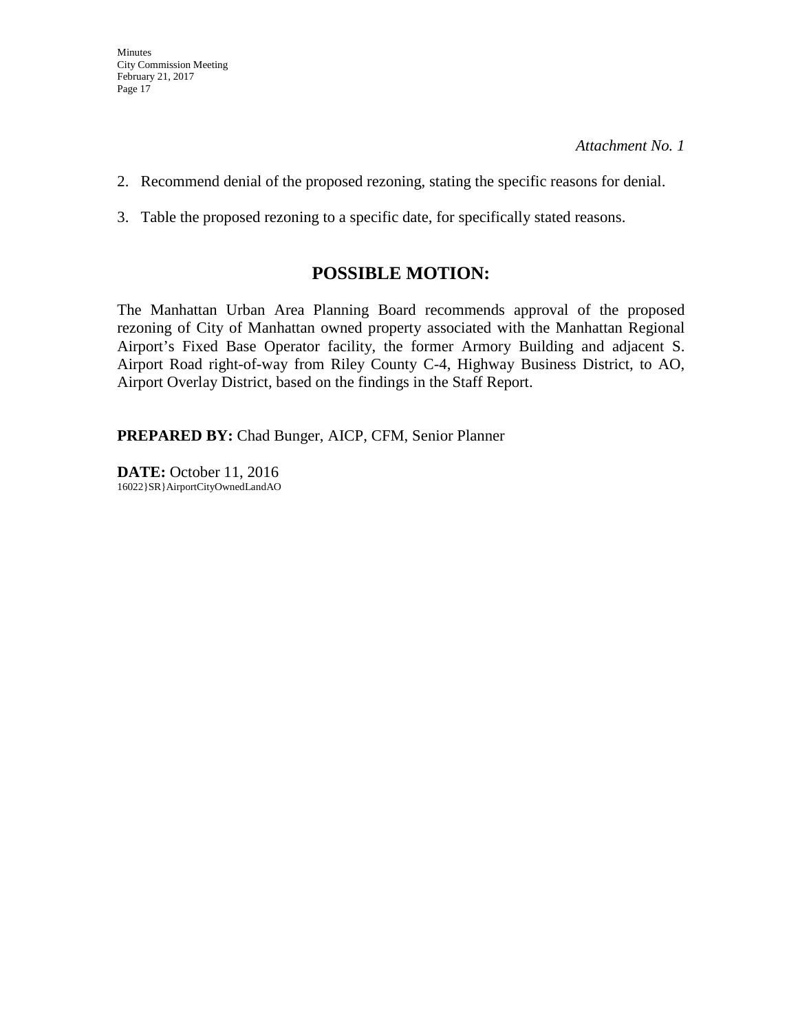*Attachment No. 1*

2. Recommend denial of the proposed rezoning, stating the specific reasons for denial.

3. Table the proposed rezoning to a specific date, for specifically stated reasons.

## POSSIBLE MOTION:

The Manhattan Urban Area Planning Board recommends approval of the proposed rezoning of City of Manhattan owned property associated with the Manhattan Regional Airport's Fixed Base Operator facility, the former Armory Building and adjacent S. Airport Road right-of-way from Riley County C-4, Highway Business District, to AO, Airport Overlay District, based on the findings in the Staff Report.

**PREPARED BY:** Chad Bunger, AICP, CFM, Senior Planner

**DATE:** October 11, 2016

16022}SR}AirportCityOwnedLandAO